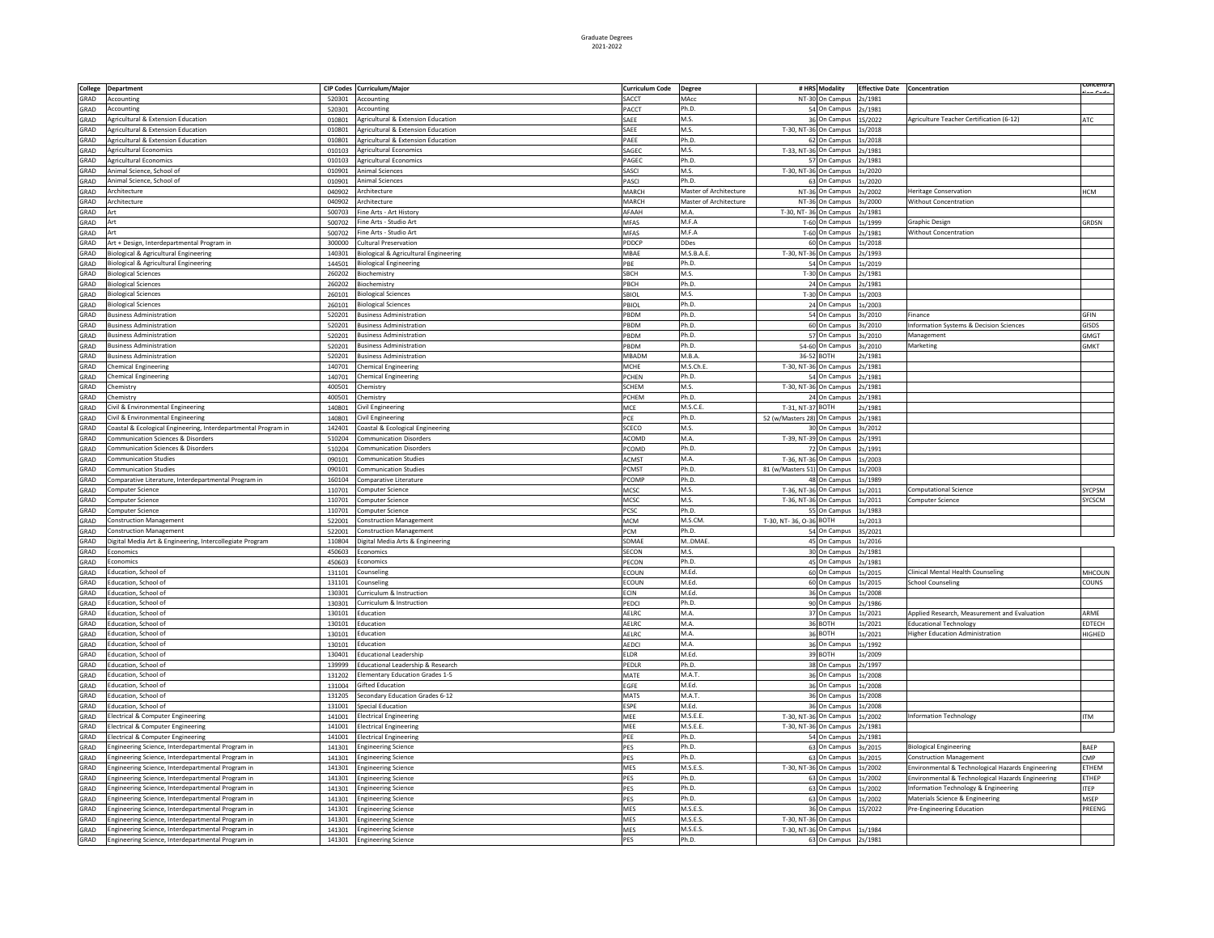Graduate Degrees
2021-2022

| College | Department | CIP Codes | Curriculum/Major | Curriculum Code | Degree | # HRS | Modality | Effective Date | Concentration | Concentration Code |
|---|---|---|---|---|---|---|---|---|---|---|
| GRAD | Accounting | 520301 | Accounting | SACCT | MAcc | NT-30 | On Campus | 2s/1981 | | |
| GRAD | Accounting | 520301 | Accounting | PACCT | Ph.D. | 54 | On Campus | 2s/1981 | | |
| GRAD | Agricultural & Extension Education | 010801 | Agricultural & Extension Education | SAEE | M.S. | 36 | On Campus | 1S/2022 | Agriculture Teacher Certification (6-12) | ATC |
| GRAD | Agricultural & Extension Education | 010801 | Agricultural & Extension Education | SAEE | M.S. | T-30, NT-36 | On Campus | 1s/2018 | | |
| GRAD | Agricultural & Extension Education | 010801 | Agricultural & Extension Education | PAEE | Ph.D. | 62 | On Campus | 1s/2018 | | |
| GRAD | Agricultural Economics | 010103 | Agricultural Economics | SAGEC | M.S. | T-33, NT-36 | On Campus | 2s/1981 | | |
| GRAD | Agricultural Economics | 010103 | Agricultural Economics | PAGEC | Ph.D. | 57 | On Campus | 2s/1981 | | |
| GRAD | Animal Science, School of | 010901 | Animal Sciences | SASCI | M.S. | T-30, NT-36 | On Campus | 1s/2020 | | |
| GRAD | Animal Science, School of | 010901 | Animal Sciences | PASCI | Ph.D. | 63 | On Campus | 1s/2020 | | |
| GRAD | Architecture | 040902 | Architecture | MARCH | Master of Architecture | NT-36 | On Campus | 2s/2002 | Heritage Conservation | HCM |
| GRAD | Architecture | 040902 | Architecture | MARCH | Master of Architecture | NT-36 | On Campus | 3s/2000 | Without Concentration | |
| GRAD | Art | 500703 | Fine Arts - Art History | AFAAH | M.A. | T-30, NT- 36 | On Campus | 2s/1981 | | |
| GRAD | Art | 500702 | Fine Arts - Studio Art | MFAS | M.F.A | T-60 | On Campus | 1s/1999 | Graphic Design | GRDSN |
| GRAD | Art | 500702 | Fine Arts - Studio Art | MFAS | M.F.A | T-60 | On Campus | 2s/1981 | Without Concentration | |
| GRAD | Art + Design, Interdepartmental Program in | 300000 | Cultural Preservation | PDDCP | DDes | 60 | On Campus | 1s/2018 | | |
| GRAD | Biological & Agricultural Engineering | 140301 | Biological & Agricultural Engineering | MBAE | M.S.B.A.E. | T-30, NT-36 | On Campus | 2s/1993 | | |
| GRAD | Biological & Agricultural Engineering | 144501 | Biological Engineering | PBE | Ph.D. | 54 | On Campus | 1s/2019 | | |
| GRAD | Biological Sciences | 260202 | Biochemistry | SBCH | M.S. | T-30 | On Campus | 2s/1981 | | |
| GRAD | Biological Sciences | 260202 | Biochemistry | PBCH | Ph.D. | 24 | On Campus | 2s/1981 | | |
| GRAD | Biological Sciences | 260101 | Biological Sciences | SBIOL | M.S. | T-30 | On Campus | 1s/2003 | | |
| GRAD | Biological Sciences | 260101 | Biological Sciences | PBIOL | Ph.D. | 24 | On Campus | 1s/2003 | | |
| GRAD | Business Administration | 520201 | Business Administration | PBDM | Ph.D. | 54 | On Campus | 3s/2010 | Finance | GFIN |
| GRAD | Business Administration | 520201 | Business Administration | PBDM | Ph.D. | 60 | On Campus | 3s/2010 | Information Systems & Decision Sciences | GISDS |
| GRAD | Business Administration | 520201 | Business Administration | PBDM | Ph.D. | 57 | On Campus | 3s/2010 | Management | GMGT |
| GRAD | Business Administration | 520201 | Business Administration | PBDM | Ph.D. | 54-60 | On Campus | 3s/2010 | Marketing | GMKT |
| GRAD | Business Administration | 520201 | Business Administration | MBADM | M.B.A. | 36-52 | BOTH | 2s/1981 | | |
| GRAD | Chemical Engineering | 140701 | Chemical Engineering | MCHE | M.S.Ch.E. | T-30, NT-36 | On Campus | 2s/1981 | | |
| GRAD | Chemical Engineering | 140701 | Chemical Engineering | PCHEN | Ph.D. | 54 | On Campus | 2s/1981 | | |
| GRAD | Chemistry | 400501 | Chemistry | SCHEM | M.S. | T-30, NT-36 | On Campus | 2s/1981 | | |
| GRAD | Chemistry | 400501 | Chemistry | PCHEM | Ph.D. | 24 | On Campus | 2s/1981 | | |
| GRAD | Civil & Environmental Engineering | 140801 | Civil Engineering | MCE | M.S.C.E. | T-31, NT-37 | BOTH | 2s/1981 | | |
| GRAD | Civil & Environmental Engineering | 140801 | Civil Engineering | PCE | Ph.D. | 52 (w/Masters 28) | On Campus | 2s/1981 | | |
| GRAD | Coastal & Ecological Engineering, Interdepartmental Program in | 142401 | Coastal & Ecological Engineering | SCECO | M.S. | 30 | On Campus | 3s/2012 | | |
| GRAD | Communication Sciences & Disorders | 510204 | Communication Disorders | ACOMD | M.A. | T-39, NT-39 | On Campus | 2s/1991 | | |
| GRAD | Communication Sciences & Disorders | 510204 | Communication Disorders | PCOMD | Ph.D. | 72 | On Campus | 2s/1991 | | |
| GRAD | Communication Studies | 090101 | Communication Studies | ACMST | M.A. | T-36, NT-36 | On Campus | 1s/2003 | | |
| GRAD | Communication Studies | 090101 | Communication Studies | PCMST | Ph.D. | 81 (w/Masters 51) | On Campus | 1s/2003 | | |
| GRAD | Comparative Literature, Interdepartmental Program in | 160104 | Comparative Literature | PCOMP | Ph.D. | 48 | On Campus | 1s/1989 | | |
| GRAD | Computer Science | 110701 | Computer Science | MCSC | M.S. | T-36, NT-36 | On Campus | 1s/2011 | Computational Science | SYCPSM |
| GRAD | Computer Science | 110701 | Computer Science | MCSC | M.S. | T-36, NT-36 | On Campus | 1s/2011 | Computer Science | SYCSCM |
| GRAD | Computer Science | 110701 | Computer Science | PCSC | Ph.D. | 55 | On Campus | 1s/1983 | | |
| GRAD | Construction Management | 522001 | Construction Management | MCM | M.S.CM. | T-30, NT- 36, O-36 | BOTH | 1s/2013 | | |
| GRAD | Construction Management | 522001 | Construction Management | PCM | Ph.D. | 54 | On Campus | 3S/2021 | | |
| GRAD | Digital Media Art & Engineering, Intercollegiate Program | 110804 | Digital Media Arts & Engineering | SDMAE | M..DMAE. | 45 | On Campus | 1s/2016 | | |
| GRAD | Economics | 450603 | Economics | SECON | M.S. | 30 | On Campus | 2s/1981 | | |
| GRAD | Economics | 450603 | Economics | PECON | Ph.D. | 45 | On Campus | 2s/1981 | | |
| GRAD | Education, School of | 131101 | Counseling | ECOUN | M.Ed. | 60 | On Campus | 1s/2015 | Clinical Mental Health Counseling | MHCOUN |
| GRAD | Education, School of | 131101 | Counseling | ECOUN | M.Ed. | 60 | On Campus | 1s/2015 | School Counseling | COUNS |
| GRAD | Education, School of | 130301 | Curriculum & Instruction | ECIN | M.Ed. | 36 | On Campus | 1s/2008 | | |
| GRAD | Education, School of | 130301 | Curriculum & Instruction | PEDCI | Ph.D. | 90 | On Campus | 2s/1986 | | |
| GRAD | Education, School of | 130101 | Education | AELRC | M.A. | 37 | On Campus | 1s/2021 | Applied Research, Measurement and Evaluation | ARME |
| GRAD | Education, School of | 130101 | Education | AELRC | M.A. | 36 | BOTH | 1s/2021 | Educational Technology | EDTECH |
| GRAD | Education, School of | 130101 | Education | AELRC | M.A. | 36 | BOTH | 1s/2021 | Higher Education Administration | HIGHED |
| GRAD | Education, School of | 130101 | Education | AEDCI | M.A. | 36 | On Campus | 1s/1992 | | |
| GRAD | Education, School of | 130401 | Educational Leadership | ELDR | M.Ed. | 39 | BOTH | 1s/2009 | | |
| GRAD | Education, School of | 139999 | Educational Leadership & Research | PEDLR | Ph.D. | 38 | On Campus | 2s/1997 | | |
| GRAD | Education, School of | 131202 | Elementary Education Grades 1-5 | MATE | M.A.T. | 36 | On Campus | 1s/2008 | | |
| GRAD | Education, School of | 131004 | Gifted Education | EGFE | M.Ed. | 36 | On Campus | 1s/2008 | | |
| GRAD | Education, School of | 131205 | Secondary Education Grades 6-12 | MATS | M.A.T. | 36 | On Campus | 1s/2008 | | |
| GRAD | Education, School of | 131001 | Special Education | ESPE | M.Ed. | 36 | On Campus | 1s/2008 | | |
| GRAD | Electrical & Computer Engineering | 141001 | Electrical Engineering | MEE | M.S.E.E. | T-30, NT-36 | On Campus | 1s/2002 | Information Technology | ITM |
| GRAD | Electrical & Computer Engineering | 141001 | Electrical Engineering | MEE | M.S.E.E. | T-30, NT-36 | On Campus | 2s/1981 | | |
| GRAD | Electrical & Computer Engineering | 141001 | Electrical Engineering | PEE | Ph.D. | 54 | On Campus | 2s/1981 | | |
| GRAD | Engineering Science, Interdepartmental Program in | 141301 | Engineering Science | PES | Ph.D. | 63 | On Campus | 3s/2015 | Biological Engineering | BAEP |
| GRAD | Engineering Science, Interdepartmental Program in | 141301 | Engineering Science | PES | Ph.D. | 63 | On Campus | 3s/2015 | Construction Management | CMP |
| GRAD | Engineering Science, Interdepartmental Program in | 141301 | Engineering Science | MES | M.S.E.S. | T-30, NT-36 | On Campus | 1s/2002 | Environmental & Technological Hazards Engineering | ETHEM |
| GRAD | Engineering Science, Interdepartmental Program in | 141301 | Engineering Science | PES | Ph.D. | 63 | On Campus | 1s/2002 | Environmental & Technological Hazards Engineering | ETHEP |
| GRAD | Engineering Science, Interdepartmental Program in | 141301 | Engineering Science | PES | Ph.D. | 63 | On Campus | 1s/2002 | Information Technology & Engineering | ITEP |
| GRAD | Engineering Science, Interdepartmental Program in | 141301 | Engineering Science | PES | Ph.D. | 63 | On Campus | 1s/2002 | Materials Science & Engineering | MSEP |
| GRAD | Engineering Science, Interdepartmental Program in | 141301 | Engineering Science | MES | M.S.E.S. | 36 | On Campus | 1S/2022 | Pre-Engineering Education | PREENG |
| GRAD | Engineering Science, Interdepartmental Program in | 141301 | Engineering Science | MES | M.S.E.S. | T-30, NT-36 | On Campus | | | |
| GRAD | Engineering Science, Interdepartmental Program in | 141301 | Engineering Science | MES | M.S.E.S. | T-30, NT-36 | On Campus | 1s/1984 | | |
| GRAD | Engineering Science, Interdepartmental Program in | 141301 | Engineering Science | PES | Ph.D. | 63 | On Campus | 2s/1981 | | |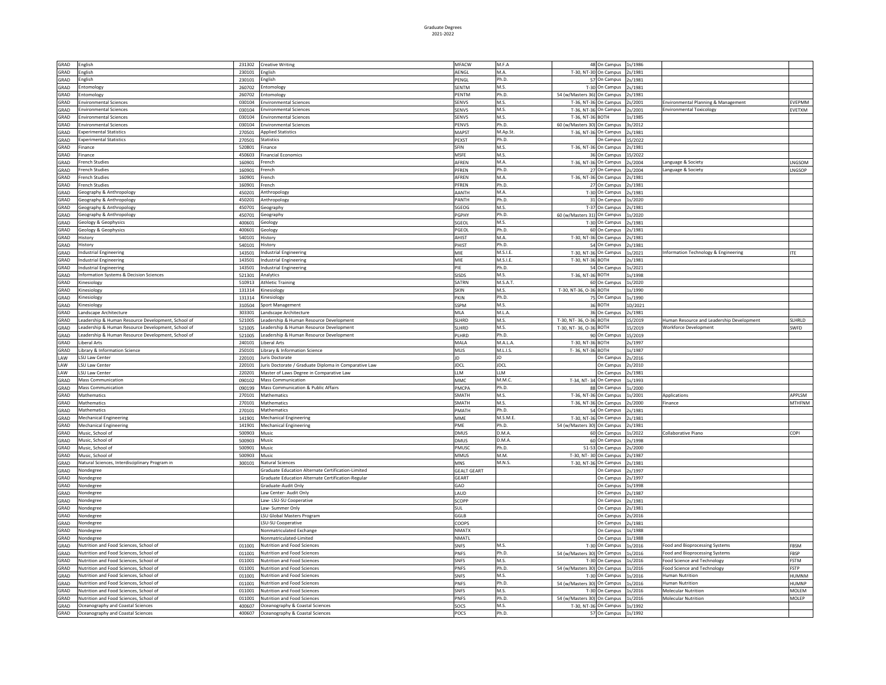Graduate Degrees
2021-2022

| | | | | | | | | | | |
|---|---|---|---|---|---|---|---|---|---|---|
| GRAD | English | 231302 | Creative Writing | MFACW | M.F.A | 48 | On Campus | 1s/1986 | | |
| GRAD | English | 230101 | English | AENGL | M.A. | T-30, NT-30 | On Campus | 2s/1981 | | |
| GRAD | English | 230101 | English | PENGL | Ph.D. | 57 | On Campus | 2s/1981 | | |
| GRAD | Entomology | 260702 | Entomology | SENTM | M.S. | T-30 | On Campus | 2s/1981 | | |
| GRAD | Entomology | 260702 | Entomology | PENTM | Ph.D. | 54 (w/Masters 36) | On Campus | 2s/1981 | | |
| GRAD | Environmental Sciences | 030104 | Environmental Sciences | SENVS | M.S. | T-36, NT-36 | On Campus | 2s/2001 | Environmental Planning & Management | EVEPMM |
| GRAD | Environmental Sciences | 030104 | Environmental Sciences | SENVS | M.S. | T-36, NT-36 | On Campus | 2s/2001 | Environmental Toxicology | EVETXM |
| GRAD | Environmental Sciences | 030104 | Environmental Sciences | SENVS | M.S. | T-36, NT-36 | BOTH | 1s/1985 | | |
| GRAD | Environmental Sciences | 030104 | Environmental Sciences | PENVS | Ph.D. | 60 (w/Masters 30) | On Campus | 3s/2012 | | |
| GRAD | Experimental Statistics | 270501 | Applied Statistics | MAPST | M.Ap.St. | T-36, NT-36 | On Campus | 2s/1981 | | |
| GRAD | Experimental Statistics | 270501 | Statistics | PEXST | Ph.D. | | On Campus | 1S/2022 | | |
| GRAD | Finance | 520801 | Finance | SFIN | M.S. | T-36, NT-36 | On Campus | 2s/1981 | | |
| GRAD | Finance | 450603 | Financial Economics | MSFE | M.S. | 36 | On Campus | 1S/2022 | | |
| GRAD | French Studies | 160901 | French | AFREN | M.A. | T-36, NT-36 | On Campus | 2s/2004 | Language & Society | LNGSOM |
| GRAD | French Studies | 160901 | French | PFREN | Ph.D. | 27 | On Campus | 2s/2004 | Language & Society | LNGSOP |
| GRAD | French Studies | 160901 | French | AFREN | M.A. | T-36, NT-36 | On Campus | 2s/1981 | | |
| GRAD | French Studies | 160901 | French | PFREN | Ph.D. | 27 | On Campus | 2s/1981 | | |
| GRAD | Geography & Anthropology | 450201 | Anthropology | AANTH | M.A. | T-30 | On Campus | 2s/1981 | | |
| GRAD | Geography & Anthropology | 450201 | Anthropology | PANTH | Ph.D. | 31 | On Campus | 1s/2020 | | |
| GRAD | Geography & Anthropology | 450701 | Geography | SGEOG | M.S. | T-37 | On Campus | 2s/1981 | | |
| GRAD | Geography & Anthropology | 450701 | Geography | PGPHY | Ph.D. | 60 (w/Masters 31) | On Campus | 1s/2020 | | |
| GRAD | Geology & Geophysics | 400601 | Geology | SGEOL | M.S. | T-30 | On Campus | 2s/1981 | | |
| GRAD | Geology & Geophysics | 400601 | Geology | PGEOL | Ph.D. | 60 | On Campus | 2s/1981 | | |
| GRAD | History | 540101 | History | AHIST | M.A. | T-30, NT-36 | On Campus | 2s/1981 | | |
| GRAD | History | 540101 | History | PHIST | Ph.D. | 54 | On Campus | 2s/1981 | | |
| GRAD | Industrial Engineering | 143501 | Industrial Engineering | MIE | M.S.I.E. | T-30, NT-36 | On Campus | 1s/2021 | Information Technology & Engineering | ITE |
| GRAD | Industrial Engineering | 143501 | Industrial Engineering | MIE | M.S.I.E. | T-30, NT-36 | BOTH | 2s/1981 | | |
| GRAD | Industrial Engineering | 143501 | Industrial Engineering | PIE | Ph.D. | 54 | On Campus | 1s/2021 | | |
| GRAD | Information Systems & Decision Sciences | 521301 | Analytics | SISDS | M.S. | T-36, NT-36 | BOTH | 1s/1998 | | |
| GRAD | Kinesiology | 510913 | Athletic Training | SATRN | M.S.A.T. | 60 | On Campus | 1s/2020 | | |
| GRAD | Kinesiology | 131314 | Kinesiology | SKIN | M.S. | T-30, NT-36, O-36 | BOTH | 1s/1990 | | |
| GRAD | Kinesiology | 131314 | Kinesiology | PKIN | Ph.D. | 75 | On Campus | 1s/1990 | | |
| GRAD | Kinesiology | 310504 | Sport Management | SSPM | M.S. | 36 | BOTH | 1D/2021 | | |
| GRAD | Landscape Architecture | 303301 | Landscape Architecture | MLA | M.L.A. | 36 | On Campus | 2s/1981 | | |
| GRAD | Leadership & Human Resource Development, School of | 521005 | Leadership & Human Resource Development | SLHRD | M.S. | T-30, NT- 36, O-36 | BOTH | 1S/2019 | Human Resource and Leadership Development | SLHRLD |
| GRAD | Leadership & Human Resource Development, School of | 521005 | Leadership & Human Resource Development | SLHRD | M.S. | T-30, NT- 36, O-36 | BOTH | 1S/2019 | Workforce Development | SWFD |
| GRAD | Leadership & Human Resource Development, School of | 521005 | Leadership & Human Resource Development | PLHRD | Ph.D. | 90 | On Campus | 1S/2019 | | |
| GRAD | Liberal Arts | 240101 | Liberal Arts | MALA | M.A.L.A. | T-30, NT-36 | BOTH | 2s/1997 | | |
| GRAD | Library & Information Science | 250101 | Library & Information Science | MLIS | M.L.I.S. | T- 36, NT-36 | BOTH | 1s/1987 | | |
| LAW | LSU Law Center | 220101 | Juris Doctorate | JD | JD | | On Campus | 2s/2016 | | |
| LAW | LSU Law Center | 220101 | Juris Doctorate / Graduate Diploma in Comparative Law | JDCL | JDCL | | On Campus | 2s/2010 | | |
| LAW | LSU Law Center | 220201 | Master of Laws Degree in Comparative Law | LLM | LLM | | On Campus | 2s/1981 | | |
| GRAD | Mass Communication | 090102 | Mass Communication | MMC | M.M.C. | T-34, NT- 34 | On Campus | 1s/1993 | | |
| GRAD | Mass Communication | 090199 | Mass Communication & Public Affairs | PMCPA | Ph.D. | 88 | On Campus | 1s/2000 | | |
| GRAD | Mathematics | 270101 | Mathematics | SMATH | M.S. | T-36, NT-36 | On Campus | 1s/2001 | Applications | APPLSM |
| GRAD | Mathematics | 270101 | Mathematics | SMATH | M.S. | T-36, NT-36 | On Campus | 2s/2000 | Finance | MTHFNM |
| GRAD | Mathematics | 270101 | Mathematics | PMATH | Ph.D. | 54 | On Campus | 2s/1981 | | |
| GRAD | Mechanical Engineering | 141901 | Mechanical Engineering | MME | M.S.M.E. | T-30, NT-36 | On Campus | 2s/1981 | | |
| GRAD | Mechanical Engineering | 141901 | Mechanical Engineering | PME | Ph.D. | 54 (w/Masters 30) | On Campus | 2s/1981 | | |
| GRAD | Music, School of | 500903 | Music | DMUS | D.M.A. | 60 | On Campus | 1s/2022 | Collaborative Piano | COPI |
| GRAD | Music, School of | 500903 | Music | DMUS | D.M.A. | 60 | On Campus | 2s/1998 | | |
| GRAD | Music, School of | 500901 | Music | PMUSC | Ph.D. | 51-53 | On Campus | 2s/2000 | | |
| GRAD | Music, School of | 500903 | Music | MMUS | M.M. | T-30, NT- 30 | On Campus | 2s/1987 | | |
| GRAD | Natural Sciences, Interdisciplinary Program in | 300101 | Natural Sciences | MNS | M.N.S. | T-30, NT-36 | On Campus | 2s/1981 | | |
| GRAD | Nondegree | | Graduate Education Alternate Certification-Limited | GEALT GEART | | | On Campus | 2s/1997 | | |
| GRAD | Nondegree | | Graduate Education Alternate Certification-Regular | GEART | | | On Campus | 2s/1997 | | |
| GRAD | Nondegree | | Graduate-Audit Only | GAO | | | On Campus | 1s/1998 | | |
| GRAD | Nondegree | | Law Center- Audit Only | LAUD | | | On Campus | 2s/1987 | | |
| GRAD | Nondegree | | Law- LSU-SU Cooperative | SCOPP | | | On Campus | 2s/1981 | | |
| GRAD | Nondegree | | Law- Summer Only | SUL | | | On Campus | 2s/1981 | | |
| GRAD | Nondegree | | LSU Global Masters Program | GGLB | | | On Campus | 2s/2016 | | |
| GRAD | Nondegree | | LSU-SU Cooperative | COOPS | | | On Campus | 2s/1981 | | |
| GRAD | Nondegree | | Nonmatriculated Exchange | NMATX | | | On Campus | 1s/1988 | | |
| GRAD | Nondegree | | Nonmatriculated-Limited | NMATL | | | On Campus | 1s/1988 | | |
| GRAD | Nutrition and Food Sciences, School of | 011001 | Nutrition and Food Sciences | SNFS | M.S. | T-30 | On Campus | 1s/2016 | Food and Bioprocessing Systems | FBSM |
| GRAD | Nutrition and Food Sciences, School of | 011001 | Nutrition and Food Sciences | PNFS | Ph.D. | 54 (w/Masters 30) | On Campus | 1s/2016 | Food and Bioprocessing Systems | FBSP |
| GRAD | Nutrition and Food Sciences, School of | 011001 | Nutrition and Food Sciences | SNFS | M.S. | T-30 | On Campus | 1s/2016 | Food Science and Technology | FSTM |
| GRAD | Nutrition and Food Sciences, School of | 011001 | Nutrition and Food Sciences | PNFS | Ph.D. | 54 (w/Masters 30) | On Campus | 1s/2016 | Food Science and Technology | FSTP |
| GRAD | Nutrition and Food Sciences, School of | 011001 | Nutrition and Food Sciences | SNFS | M.S. | T-30 | On Campus | 1s/2016 | Human Nutrition | HUMNM |
| GRAD | Nutrition and Food Sciences, School of | 011001 | Nutrition and Food Sciences | PNFS | Ph.D. | 54 (w/Masters 30) | On Campus | 1s/2016 | Human Nutrition | HUMNP |
| GRAD | Nutrition and Food Sciences, School of | 011001 | Nutrition and Food Sciences | SNFS | M.S. | T-30 | On Campus | 1s/2016 | Molecular Nutrition | MOLEM |
| GRAD | Nutrition and Food Sciences, School of | 011001 | Nutrition and Food Sciences | PNFS | Ph.D. | 54 (w/Masters 30) | On Campus | 1s/2016 | Molecular Nutrition | MOLEP |
| GRAD | Oceanography and Coastal Sciences | 400607 | Oceanography & Coastal Sciences | SOCS | M.S. | T-30, NT-36 | On Campus | 1s/1992 | | |
| GRAD | Oceanography and Coastal Sciences | 400607 | Oceanography & Coastal Sciences | POCS | Ph.D. | 57 | On Campus | 1s/1992 | | |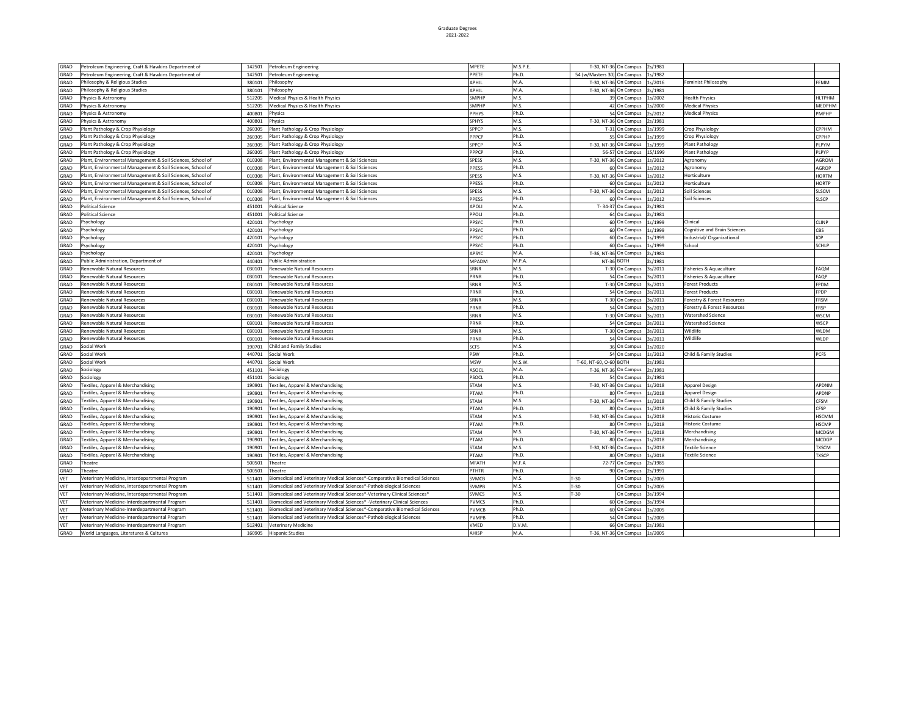Graduate Degrees
2021-2022

| | | | | | | | | | | |
|---|---|---|---|---|---|---|---|---|---|---|
| GRAD | Petroleum Engineering, Craft & Hawkins Department of | 142501 | Petroleum Engineering | MPETE | M.S.P.E. | T-30, NT-36 | On Campus | 2s/1981 | | |
| GRAD | Petroleum Engineering, Craft & Hawkins Department of | 142501 | Petroleum Engineering | PPETE | Ph.D. | 54 (w/Masters 30) | On Campus | 1s/1982 | | |
| GRAD | Philosophy & Religious Studies | 380101 | Philosophy | APHIL | M.A. | T-30, NT-36 | On Campus | 1s/2016 | Feminist Philosophy | FEMM |
| GRAD | Philosophy & Religious Studies | 380101 | Philosophy | APHIL | M.A. | T-30, NT-36 | On Campus | 2s/1981 | | |
| GRAD | Physics & Astronomy | 512205 | Medical Physics & Health Physics | SMPHP | M.S. | 39 | On Campus | 1s/2002 | Health Physics | HLTPHM |
| GRAD | Physics & Astronomy | 512205 | Medical Physics & Health Physics | SMPHP | M.S. | 42 | On Campus | 1s/2000 | Medical Physics | MEDPHM |
| GRAD | Physics & Astronomy | 400801 | Physics | PPHYS | Ph.D. | 54 | On Campus | 2s/2012 | Medical Physics | PMPHP |
| GRAD | Physics & Astronomy | 400801 | Physics | SPHYS | M.S. | T-30, NT-36 | On Campus | 2s/1981 | | |
| GRAD | Plant Pathology & Crop Physiology | 260305 | Plant Pathology & Crop Physiology | SPPCP | M.S. | T-31 | On Campus | 1s/1999 | Crop Physiology | CPPHM |
| GRAD | Plant Pathology & Crop Physiology | 260305 | Plant Pathology & Crop Physiology | PPPCP | Ph.D. | 55 | On Campus | 1s/1999 | Crop Physiology | CPPHP |
| GRAD | Plant Pathology & Crop Physiology | 260305 | Plant Pathology & Crop Physiology | SPPCP | M.S. | T-30, NT-36 | On Campus | 1s/1999 | Plant Pathology | PLPYM |
| GRAD | Plant Pathology & Crop Physiology | 260305 | Plant Pathology & Crop Physiology | PPPCP | Ph.D. | 56-57 | On Campus | 1S/1999 | Plant Pathology | PLPYP |
| GRAD | Plant, Environmental Management & Soil Sciences, School of | 010308 | Plant, Environmental Management & Soil Sciences | SPESS | M.S. | T-30, NT-36 | On Campus | 1s/2012 | Agronomy | AGROM |
| GRAD | Plant, Environmental Management & Soil Sciences, School of | 010308 | Plant, Environmental Management & Soil Sciences | PPESS | Ph.D. | 60 | On Campus | 1s/2012 | Agronomy | AGROP |
| GRAD | Plant, Environmental Management & Soil Sciences, School of | 010308 | Plant, Environmental Management & Soil Sciences | SPESS | M.S. | T-30, NT-36 | On Campus | 1s/2012 | Horticulture | HORTM |
| GRAD | Plant, Environmental Management & Soil Sciences, School of | 010308 | Plant, Environmental Management & Soil Sciences | PPESS | Ph.D. | 60 | On Campus | 1s/2012 | Horticulture | HORTP |
| GRAD | Plant, Environmental Management & Soil Sciences, School of | 010308 | Plant, Environmental Management & Soil Sciences | SPESS | M.S. | T-30, NT-36 | On Campus | 1s/2012 | Soil Sciences | SLSCM |
| GRAD | Plant, Environmental Management & Soil Sciences, School of | 010308 | Plant, Environmental Management & Soil Sciences | PPESS | Ph.D. | 60 | On Campus | 1s/2012 | Soil Sciences | SLSCP |
| GRAD | Political Science | 451001 | Political Science | APOLI | M.A. | T- 34-37 | On Campus | 2s/1981 | | |
| GRAD | Political Science | 451001 | Political Science | PPOLI | Ph.D. | 64 | On Campus | 2s/1981 | | |
| GRAD | Psychology | 420101 | Psychology | PPSYC | Ph.D. | 60 | On Campus | 1s/1999 | Clinical | CLINP |
| GRAD | Psychology | 420101 | Psychology | PPSYC | Ph.D. | 60 | On Campus | 1s/1999 | Cognitive and Brain Sciences | CBS |
| GRAD | Psychology | 420101 | Psychology | PPSYC | Ph.D. | 60 | On Campus | 1s/1999 | Industrial/ Organizational | IOP |
| GRAD | Psychology | 420101 | Psychology | PPSYC | Ph.D. | 60 | On Campus | 1s/1999 | School | SCHLP |
| GRAD | Psychology | 420101 | Psychology | APSYC | M.A. | T-36, NT-36 | On Campus | 2s/1981 | | |
| GRAD | Public Administration, Department of | 440401 | Public Administration | MPADM | M.P.A. | NT-36 | BOTH | 2s/1981 | | |
| GRAD | Renewable Natural Resources | 030101 | Renewable Natural Resources | SRNR | M.S. | T-30 | On Campus | 3s/2011 | Fisheries & Aquaculture | FAQM |
| GRAD | Renewable Natural Resources | 030101 | Renewable Natural Resources | PRNR | Ph.D. | 54 | On Campus | 3s/2011 | Fisheries & Aquaculture | FAQP |
| GRAD | Renewable Natural Resources | 030101 | Renewable Natural Resources | SRNR | M.S. | T-30 | On Campus | 3s/2011 | Forest Products | FPDM |
| GRAD | Renewable Natural Resources | 030101 | Renewable Natural Resources | PRNR | Ph.D. | 54 | On Campus | 3s/2011 | Forest Products | FPDP |
| GRAD | Renewable Natural Resources | 030101 | Renewable Natural Resources | SRNR | M.S. | T-30 | On Campus | 3s/2011 | Forestry & Forest Resources | FRSM |
| GRAD | Renewable Natural Resources | 030101 | Renewable Natural Resources | PRNR | Ph.D. | 54 | On Campus | 3s/2011 | Forestry & Forest Resources | FRSP |
| GRAD | Renewable Natural Resources | 030101 | Renewable Natural Resources | SRNR | M.S. | T-30 | On Campus | 3s/2011 | Watershed Science | WSCM |
| GRAD | Renewable Natural Resources | 030101 | Renewable Natural Resources | PRNR | Ph.D. | 54 | On Campus | 3s/2011 | Watershed Science | WSCP |
| GRAD | Renewable Natural Resources | 030101 | Renewable Natural Resources | SRNR | M.S. | T-30 | On Campus | 3s/2011 | Wildlife | WLDM |
| GRAD | Renewable Natural Resources | 030101 | Renewable Natural Resources | PRNR | Ph.D. | 54 | On Campus | 3s/2011 | Wildlife | WLDP |
| GRAD | Social Work | 190701 | Child and Family Studies | SCFS | M.S. | 36 | On Campus | 1s/2020 | | |
| GRAD | Social Work | 440701 | Social Work | PSW | Ph.D. | 54 | On Campus | 1s/2013 | Child & Family Studies | PCFS |
| GRAD | Social Work | 440701 | Social Work | MSW | M.S.W. | T-60, NT-60, O-60 | BOTH | 2s/1981 | | |
| GRAD | Sociology | 451101 | Sociology | ASOCL | M.A. | T-36, NT-36 | On Campus | 2s/1981 | | |
| GRAD | Sociology | 451101 | Sociology | PSOCL | Ph.D. | 54 | On Campus | 2s/1981 | | |
| GRAD | Textiles, Apparel & Merchandising | 190901 | Textiles, Apparel & Merchandising | STAM | M.S. | T-30, NT-36 | On Campus | 1s/2018 | Apparel Design | APDNM |
| GRAD | Textiles, Apparel & Merchandising | 190901 | Textiles, Apparel & Merchandising | PTAM | Ph.D. | 80 | On Campus | 1s/2018 | Apparel Design | APDNP |
| GRAD | Textiles, Apparel & Merchandising | 190901 | Textiles, Apparel & Merchandising | STAM | M.S. | T-30, NT-36 | On Campus | 1s/2018 | Child & Family Studies | CFSM |
| GRAD | Textiles, Apparel & Merchandising | 190901 | Textiles, Apparel & Merchandising | PTAM | Ph.D. | 80 | On Campus | 1s/2018 | Child & Family Studies | CFSP |
| GRAD | Textiles, Apparel & Merchandising | 190901 | Textiles, Apparel & Merchandising | STAM | M.S. | T-30, NT-36 | On Campus | 1s/2018 | Historic Costume | HSCMM |
| GRAD | Textiles, Apparel & Merchandising | 190901 | Textiles, Apparel & Merchandising | PTAM | Ph.D. | 80 | On Campus | 1s/2018 | Historic Costume | HSCMP |
| GRAD | Textiles, Apparel & Merchandising | 190901 | Textiles, Apparel & Merchandising | STAM | M.S. | T-30, NT-36 | On Campus | 1s/2018 | Merchandising | MCDGM |
| GRAD | Textiles, Apparel & Merchandising | 190901 | Textiles, Apparel & Merchandising | PTAM | Ph.D. | 80 | On Campus | 1s/2018 | Merchandising | MCDGP |
| GRAD | Textiles, Apparel & Merchandising | 190901 | Textiles, Apparel & Merchandising | STAM | M.S. | T-30, NT-36 | On Campus | 1s/2018 | Textile Science | TXSCM |
| GRAD | Textiles, Apparel & Merchandising | 190901 | Textiles, Apparel & Merchandising | PTAM | Ph.D. | 80 | On Campus | 1s/2018 | Textile Science | TXSCP |
| GRAD | Theatre | 500501 | Theatre | MFATH | M.F.A | 72-77 | On Campus | 2s/1985 | | |
| GRAD | Theatre | 500501 | Theatre | PTHTR | Ph.D. | 90 | On Campus | 2s/1991 | | |
| VET | Veterinary Medicine, Interdepartmental Program | 511401 | Biomedical and Veterinary Medical Sciences*-Comparative Biomedical Sciences | SVMCB | M.S. | T-30 | On Campus | 1s/2005 | | |
| VET | Veterinary Medicine, Interdepartmental Program | 511401 | Biomedical and Veterinary Medical Sciences*-Pathobiological Sciences | SVMPB | M.S. | T-30 | On Campus | 1s/2005 | | |
| VET | Veterinary Medicine, Interdepartmental Program | 511401 | Biomedical and Veterinary Medical Sciences*-Veterinary Clinical Sciences* | SVMCS | M.S. | T-30 | On Campus | 3s/1994 | | |
| VET | Veterinary Medicine-Interdepartmental Program | 511401 | Biomedical and Veterinary Medical Sciences* -Veterinary Clinical Sciences | PVMCS | Ph.D. | 60 | On Campus | 3s/1994 | | |
| VET | Veterinary Medicine-Interdepartmental Program | 511401 | Biomedical and Veterinary Medical Sciences*-Comparative Biomedical Sciences | PVMCB | Ph.D. | 60 | On Campus | 1s/2005 | | |
| VET | Veterinary Medicine-Interdepartmental Program | 511401 | Biomedical and Veterinary Medical Sciences*-Pathobiological Sciences | PVMPB | Ph.D. | 54 | On Campus | 1s/2005 | | |
| VET | Veterinary Medicine-Interdepartmental Program | 512401 | Veterinary Medicine | VMED | D.V.M. | 66 | On Campus | 2s/1981 | | |
| GRAD | World Languages, Literatures & Cultures | 160905 | Hispanic Studies | AHISP | M.A. | T-36, NT-36 | On Campus | 1s/2005 | | |